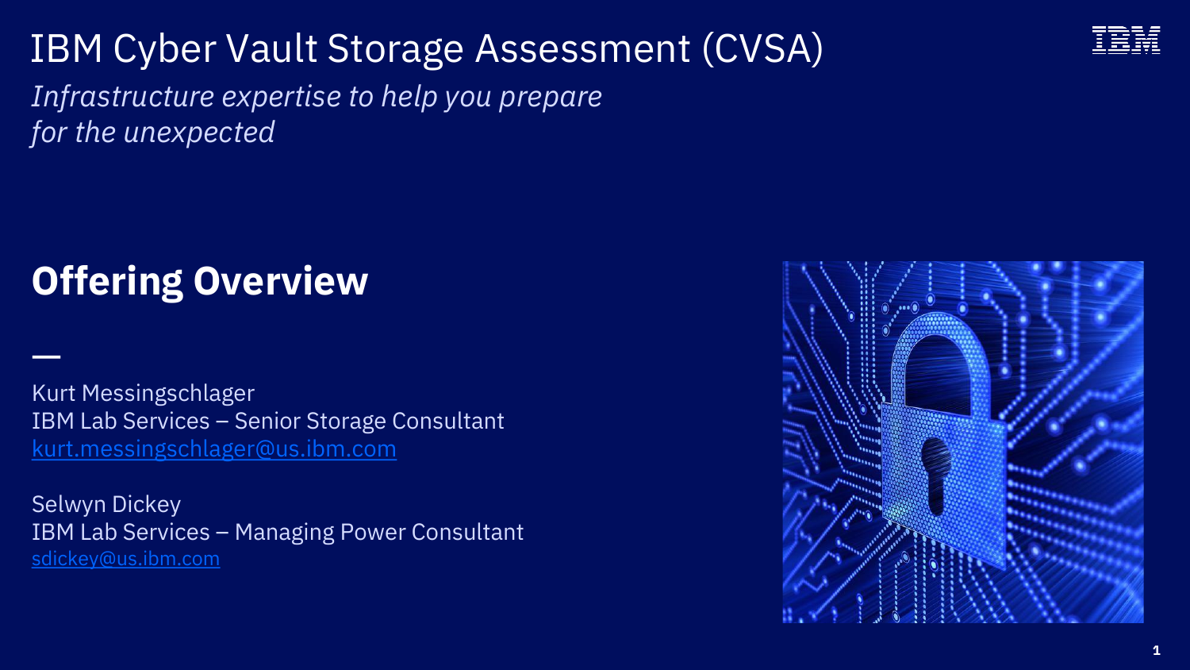# IBM Cyber Vault Storage Assessment (CVSA)

*Infrastructure expertise to help you prepare for the unexpected*

## Offering Overview

—

Kurt Messingschlager
IBM Lab Services – Senior Storage Consultant
kurt.messingschlager@us.ibm.com

Selwyn Dickey
IBM Lab Services – Managing Power Consultant
sdickey@us.ibm.com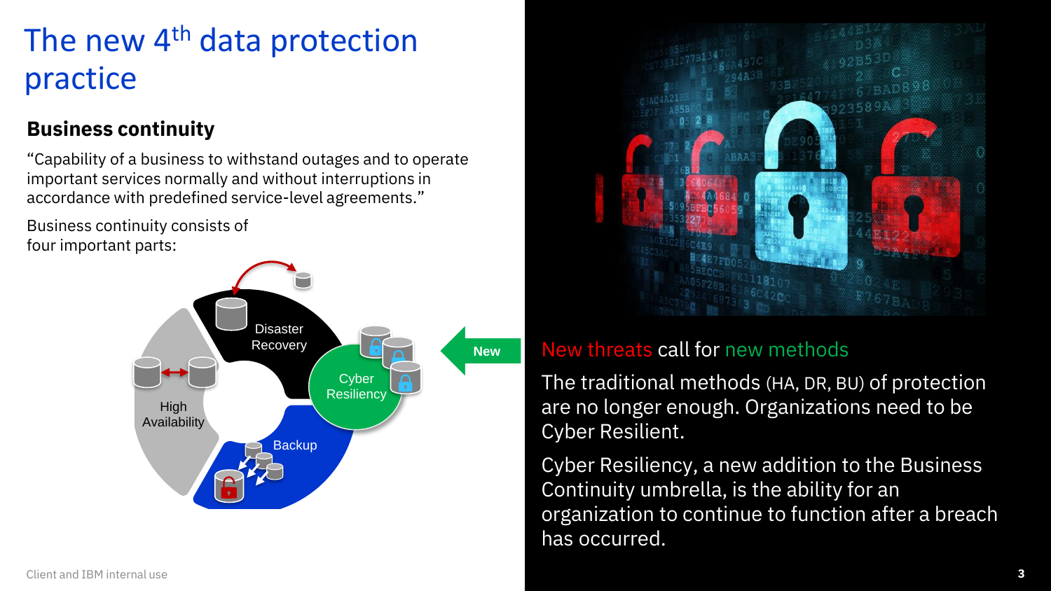# The new 4th data protection practice

### Business continuity

"Capability of a business to withstand outages and to operate important services normally and without interruptions in accordance with predefined service-level agreements."

Business continuity consists of four important parts:

- Disaster Recovery
- Cyber Resiliency (New)
- Backup
- High Availability

New threats call for new methods

The traditional methods (HA, DR, BU) of protection are no longer enough. Organizations need to be Cyber Resilient.

Cyber Resiliency, a new addition to the Business Continuity umbrella, is the ability for an organization to continue to function after a breach has occurred.

Client and IBM internal use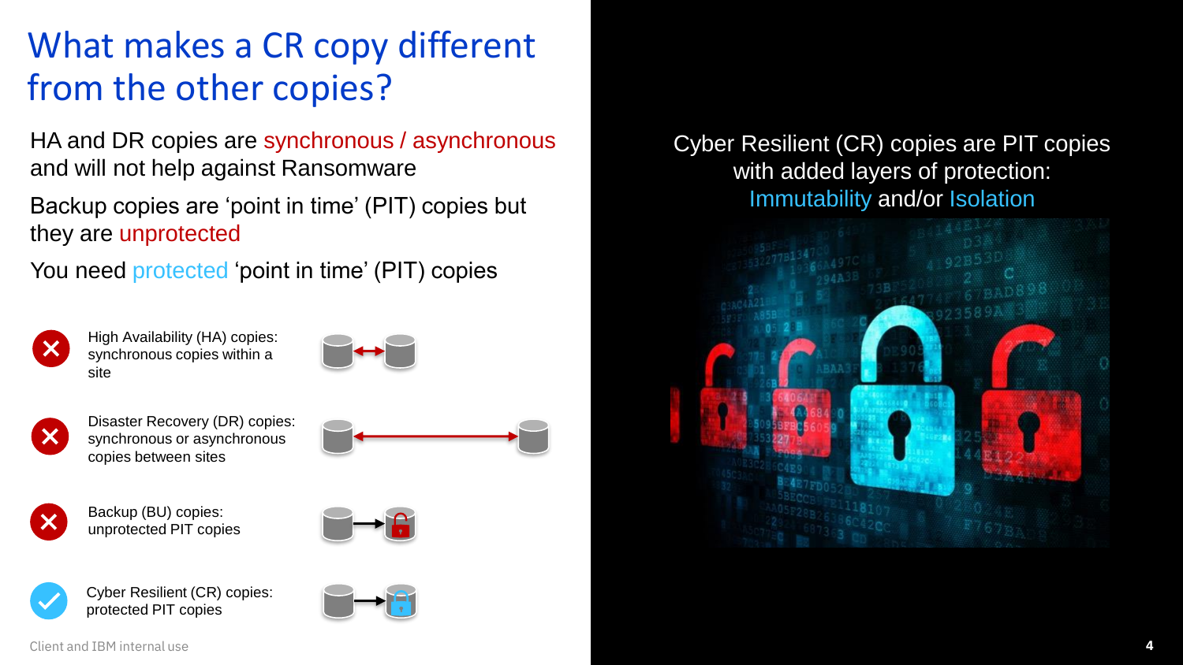# What makes a CR copy different from the other copies?

HA and DR copies are synchronous / asynchronous and will not help against Ransomware

Backup copies are 'point in time' (PIT) copies but they are unprotected

You need protected 'point in time' (PIT) copies

- ✗ High Availability (HA) copies: synchronous copies within a site
- ✗ Disaster Recovery (DR) copies: synchronous or asynchronous copies between sites
- ✗ Backup (BU) copies: unprotected PIT copies
- ✓ Cyber Resilient (CR) copies: protected PIT copies

Cyber Resilient (CR) copies are PIT copies with added layers of protection: Immutability and/or Isolation

Client and IBM internal use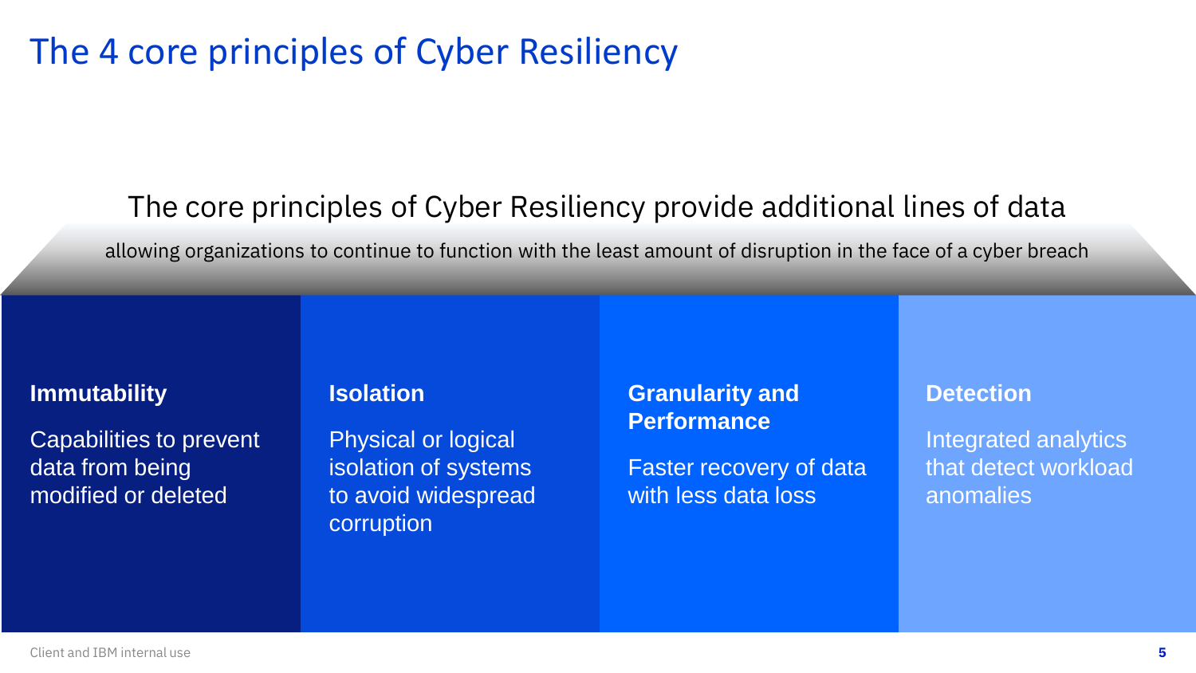# The 4 core principles of Cyber Resiliency

The core principles of Cyber Resiliency provide additional lines of data

allowing organizations to continue to function with the least amount of disruption in the face of a cyber breach

**Immutability**

Capabilities to prevent data from being modified or deleted

**Isolation**

Physical or logical isolation of systems to avoid widespread corruption

**Granularity and Performance**

Faster recovery of data with less data loss

**Detection**

Integrated analytics that detect workload anomalies

Client and IBM internal use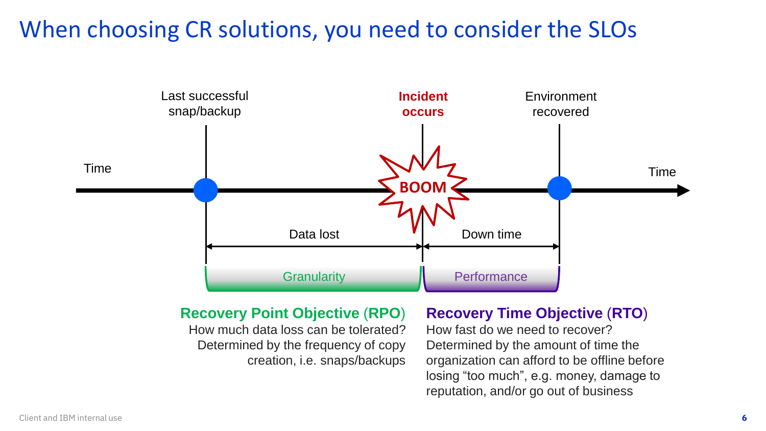# When choosing CR solutions, you need to consider the SLOs

Time

Last successful snap/backup

Incident occurs

BOOM

Environment recovered

Time

Data lost

Down time

Granularity

Performance

**Recovery Point Objective (RPO)**
How much data loss can be tolerated?
Determined by the frequency of copy creation, i.e. snaps/backups

**Recovery Time Objective (RTO)**
How fast do we need to recover?
Determined by the amount of time the organization can afford to be offline before losing "too much", e.g. money, damage to reputation, and/or go out of business

Client and IBM internal use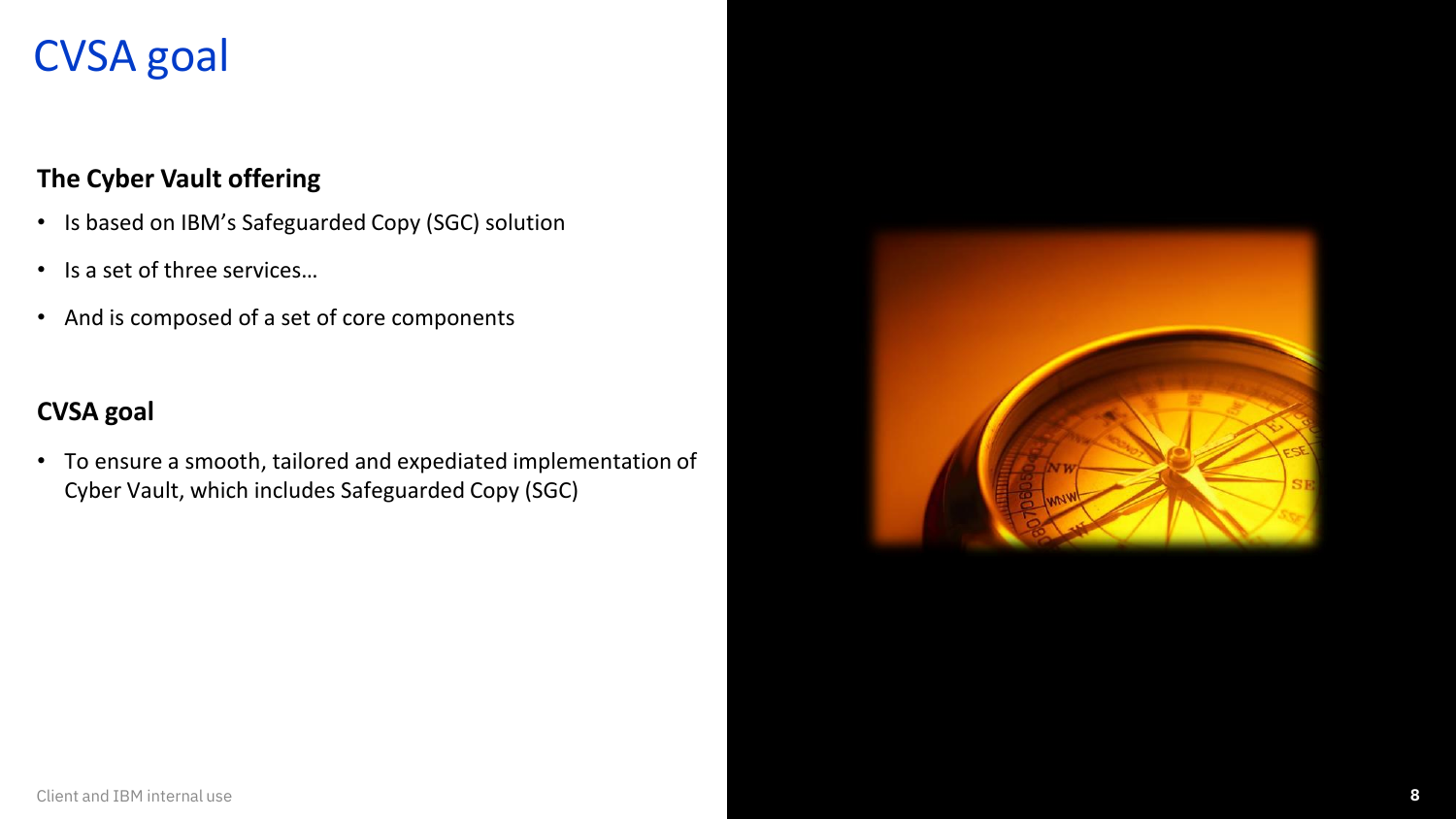# CVSA goal

**The Cyber Vault offering**

- Is based on IBM's Safeguarded Copy (SGC) solution
- Is a set of three services…
- And is composed of a set of core components

**CVSA goal**

- To ensure a smooth, tailored and expediated implementation of Cyber Vault, which includes Safeguarded Copy (SGC)

Client and IBM internal use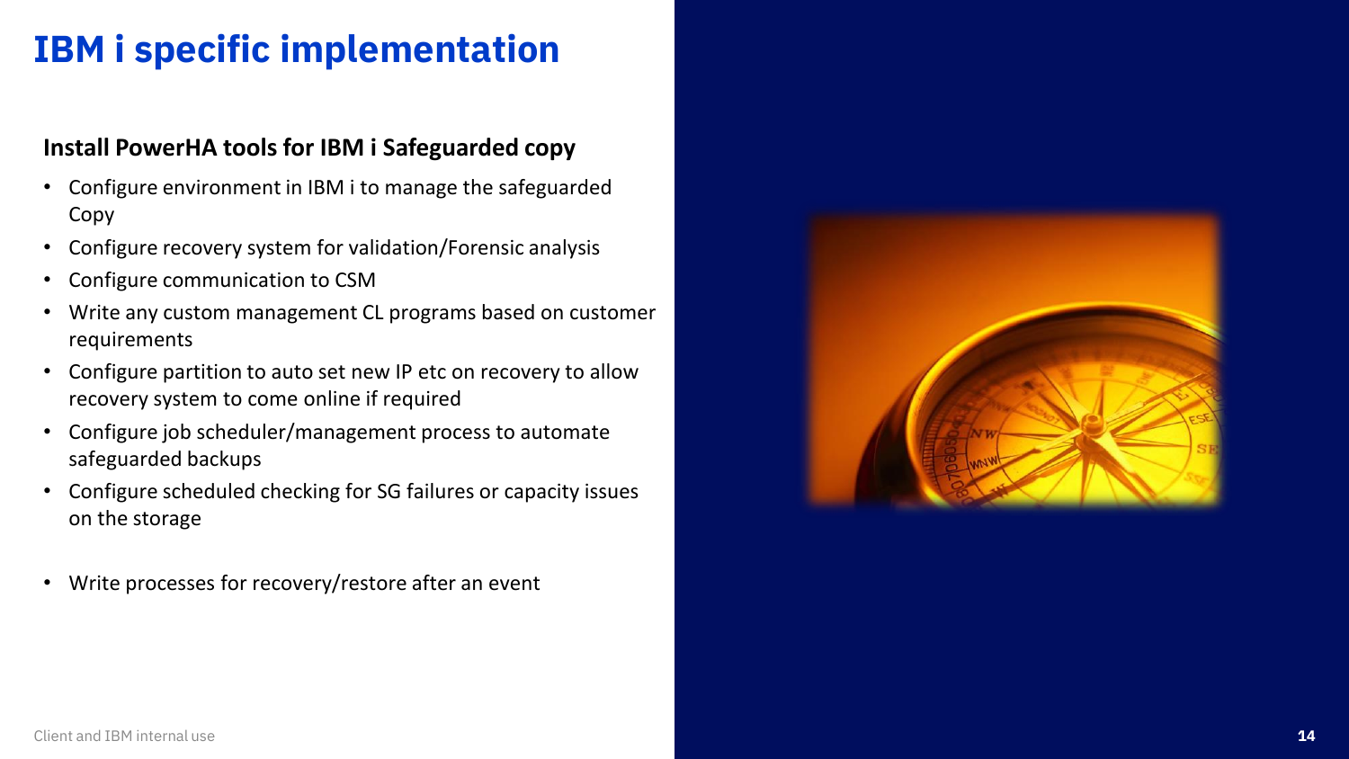# IBM i specific implementation

### Install PowerHA tools for IBM i Safeguarded copy

- Configure environment in IBM i to manage the safeguarded Copy
- Configure recovery system for validation/Forensic analysis
- Configure communication to CSM
- Write any custom management CL programs based on customer requirements
- Configure partition to auto set new IP etc on recovery to allow recovery system to come online if required
- Configure job scheduler/management process to automate safeguarded backups
- Configure scheduled checking for SG failures or capacity issues on the storage
- Write processes for recovery/restore after an event

Client and IBM internal use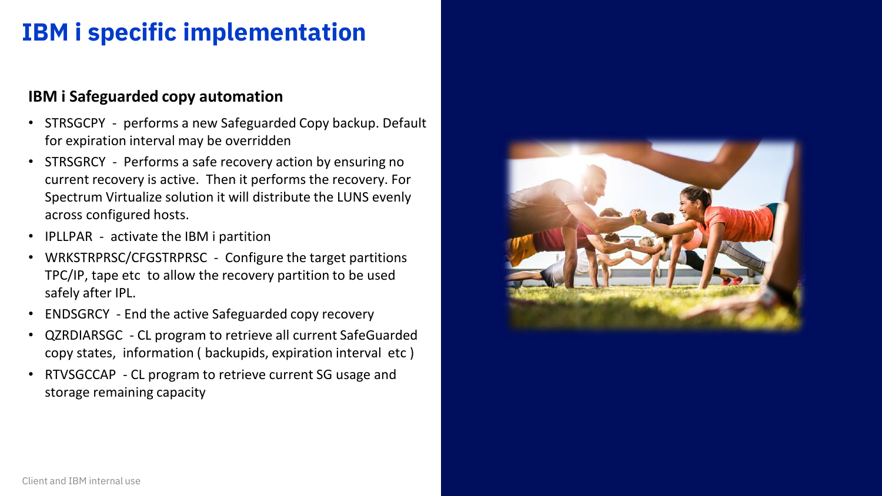# IBM i specific implementation

## IBM i Safeguarded copy automation

- STRSGCPY - performs a new Safeguarded Copy backup. Default for expiration interval may be overridden
- STRSGRCY - Performs a safe recovery action by ensuring no current recovery is active. Then it performs the recovery. For Spectrum Virtualize solution it will distribute the LUNS evenly across configured hosts.
- IPLLPAR - activate the IBM i partition
- WRKSTRPRSC/CFGSTRPRSC - Configure the target partitions TPC/IP, tape etc to allow the recovery partition to be used safely after IPL.
- ENDSGRCY - End the active Safeguarded copy recovery
- QZRDIARSGC - CL program to retrieve all current SafeGuarded copy states, information ( backupids, expiration interval etc )
- RTVSGCCAP - CL program to retrieve current SG usage and storage remaining capacity

Client and IBM internal use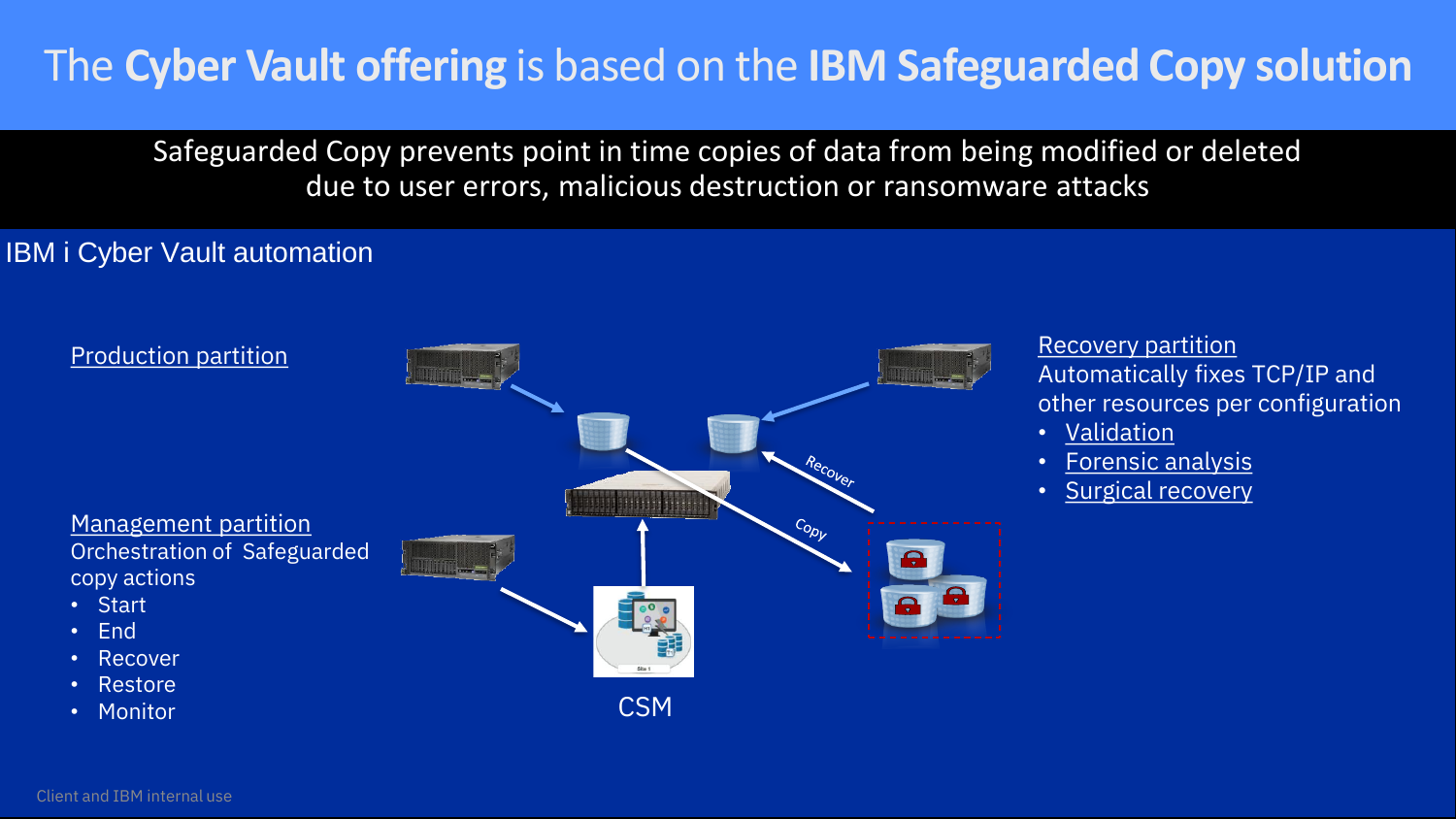# The **Cyber Vault offering** is based on the **IBM Safeguarded Copy solution**

Safeguarded Copy prevents point in time copies of data from being modified or deleted due to user errors, malicious destruction or ransomware attacks

## IBM i Cyber Vault automation

Production partition

Management partition
Orchestration of Safeguarded copy actions

- Start
- End
- Recover
- Restore
- Monitor

Recover

Copy

CSM

Recovery partition
Automatically fixes TCP/IP and other resources per configuration

- Validation
- Forensic analysis
- Surgical recovery

Client and IBM internal use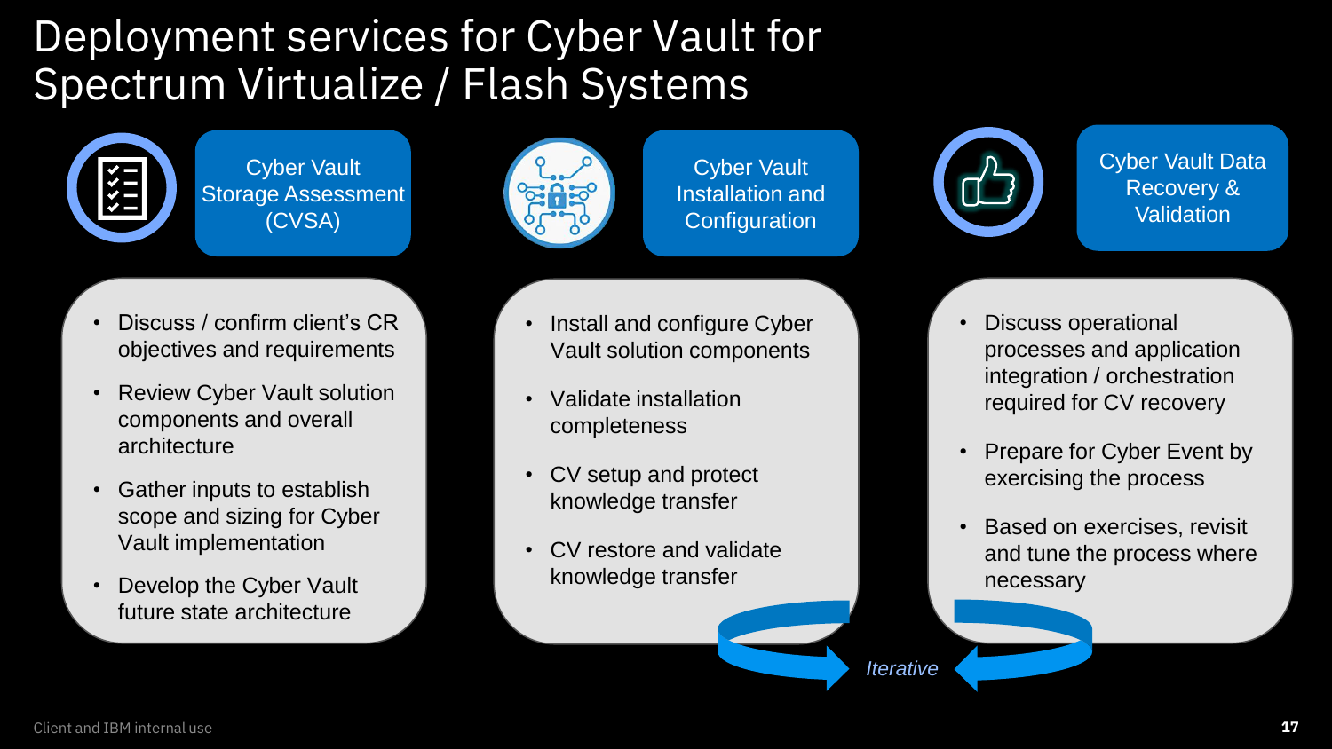# Deployment services for Cyber Vault for Spectrum Virtualize / Flash Systems

## Cyber Vault Storage Assessment (CVSA)

- Discuss / confirm client's CR objectives and requirements
- Review Cyber Vault solution components and overall architecture
- Gather inputs to establish scope and sizing for Cyber Vault implementation
- Develop the Cyber Vault future state architecture

## Cyber Vault Installation and Configuration

- Install and configure Cyber Vault solution components
- Validate installation completeness
- CV setup and protect knowledge transfer
- CV restore and validate knowledge transfer

## Cyber Vault Data Recovery & Validation

- Discuss operational processes and application integration / orchestration required for CV recovery
- Prepare for Cyber Event by exercising the process
- Based on exercises, revisit and tune the process where necessary

*Iterative*

Client and IBM internal use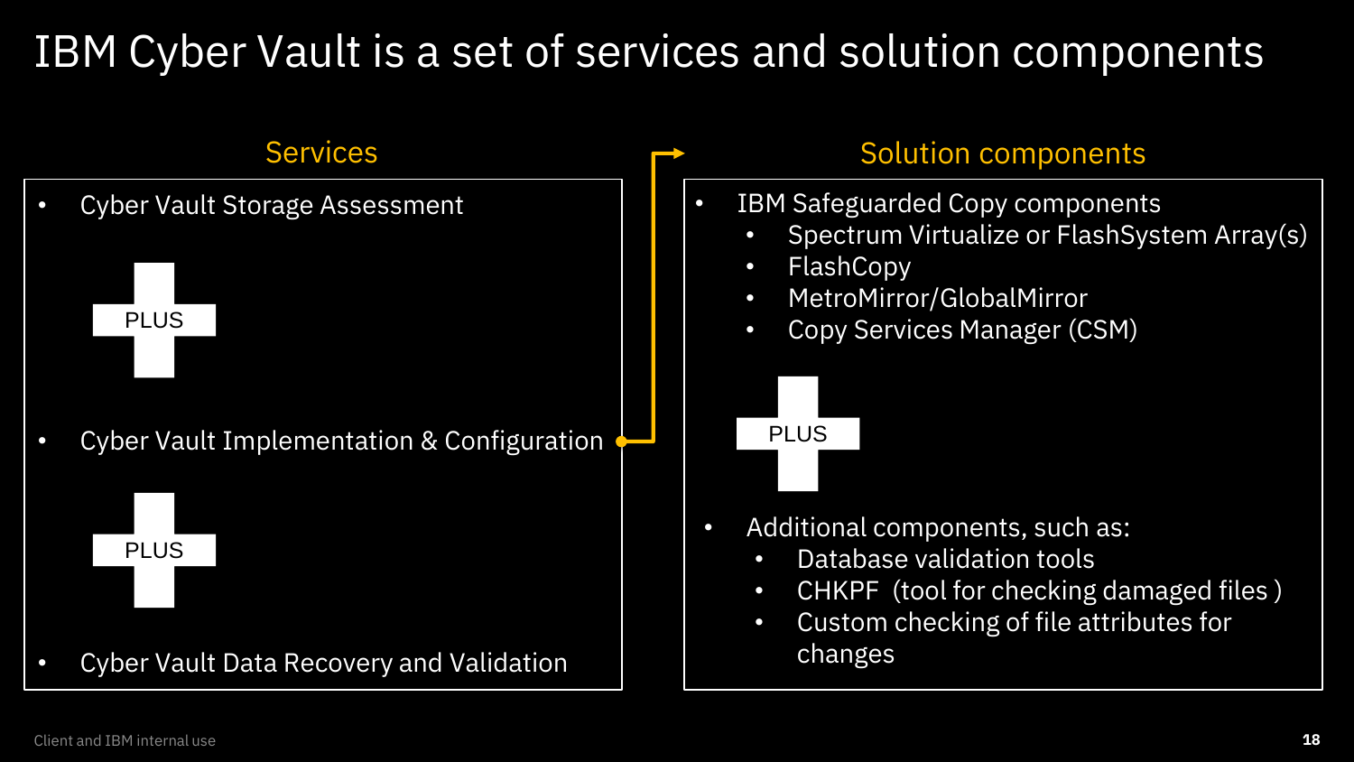# IBM Cyber Vault is a set of services and solution components

## Services

- Cyber Vault Storage Assessment

PLUS

- Cyber Vault Implementation & Configuration

PLUS

- Cyber Vault Data Recovery and Validation

## Solution components

- IBM Safeguarded Copy components
  - Spectrum Virtualize or FlashSystem Array(s)
  - FlashCopy
  - MetroMirror/GlobalMirror
  - Copy Services Manager (CSM)

PLUS

- Additional components, such as:
  - Database validation tools
  - CHKPF (tool for checking damaged files )
  - Custom checking of file attributes for changes

Client and IBM internal use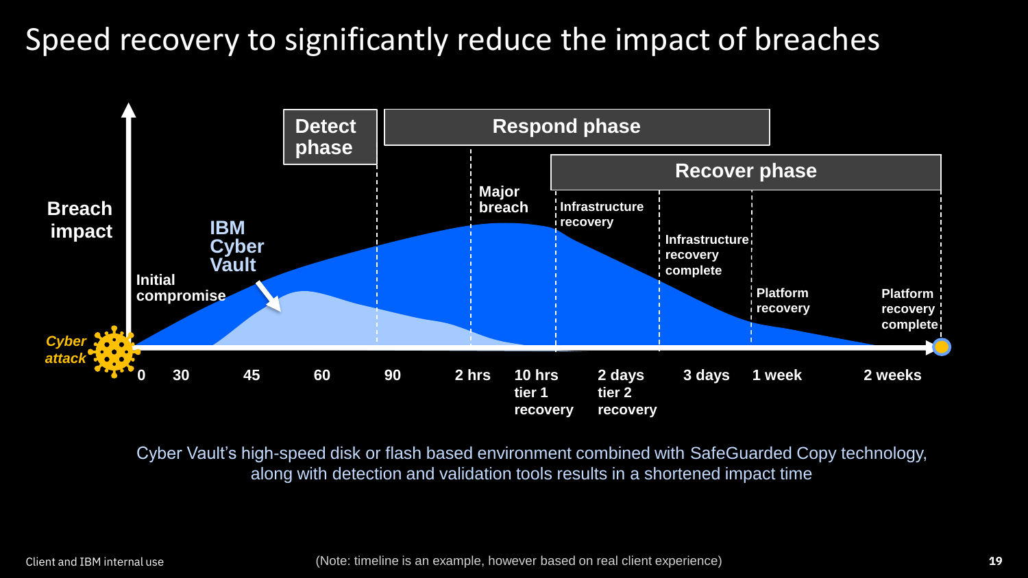# Speed recovery to significantly reduce the impact of breaches

Detect phase | Respond phase | Recover phase

Breach impact

IBM Cyber Vault

Initial compromise

Major breach

Infrastructure recovery

Infrastructure recovery complete

Platform recovery

Platform recovery complete

*Cyber attack*

0 | 30 | 45 | 60 | 90 | 2 hrs | 10 hrs tier 1 recovery | 2 days tier 2 recovery | 3 days | 1 week | 2 weeks

Cyber Vault's high-speed disk or flash based environment combined with SafeGuarded Copy technology, along with detection and validation tools results in a shortened impact time

Client and IBM internal use

(Note: timeline is an example, however based on real client experience)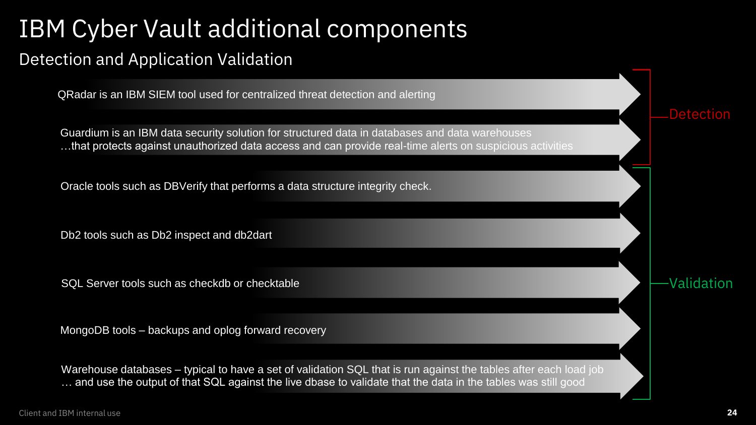# IBM Cyber Vault additional components

## Detection and Application Validation

### Detection

- QRadar is an IBM SIEM tool used for centralized threat detection and alerting
- Guardium is an IBM data security solution for structured data in databases and data warehouses …that protects against unauthorized data access and can provide real-time alerts on suspicious activities

### Validation

- Oracle tools such as DBVerify that performs a data structure integrity check.
- Db2 tools such as Db2 inspect and db2dart
- SQL Server tools such as checkdb or checktable
- MongoDB tools – backups and oplog forward recovery
- Warehouse databases – typical to have a set of validation SQL that is run against the tables after each load job … and use the output of that SQL against the live dbase to validate that the data in the tables was still good

Client and IBM internal use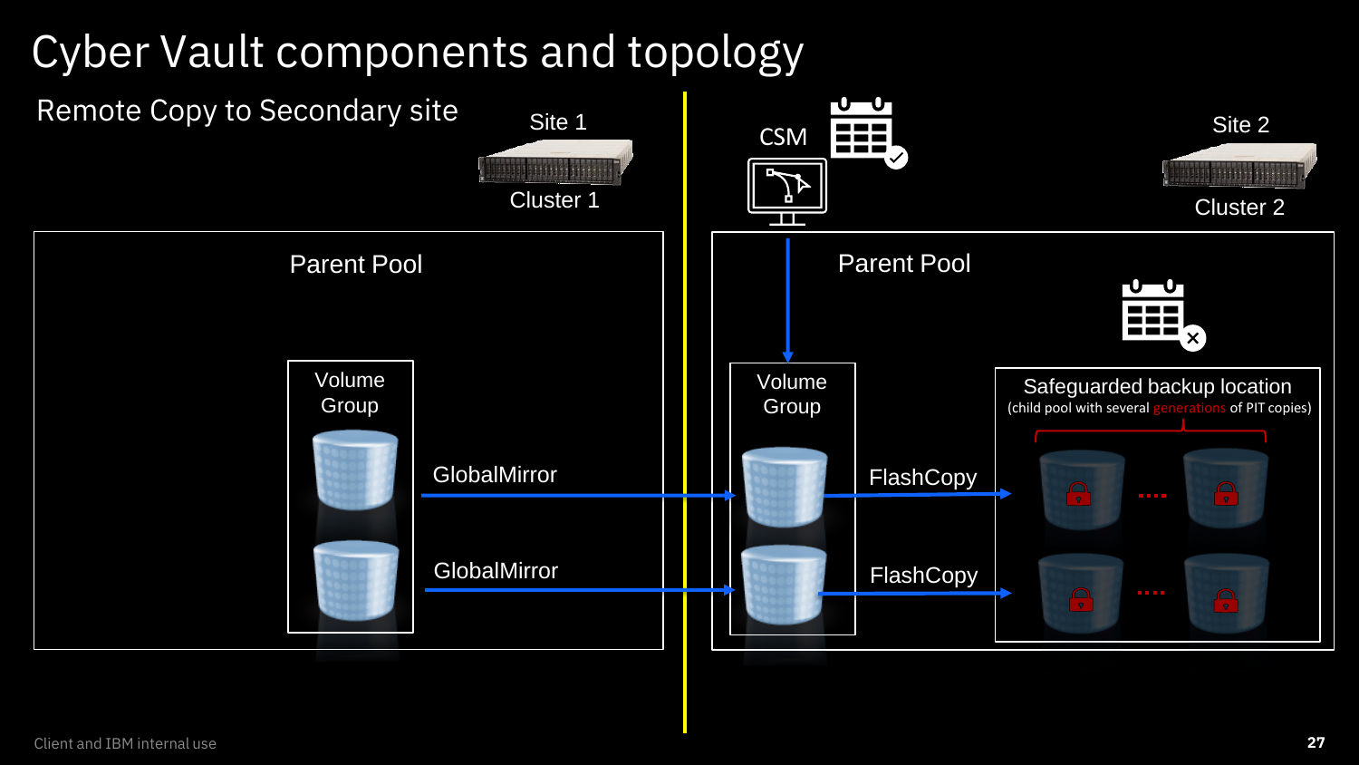# Cyber Vault components and topology

## Remote Copy to Secondary site

Site 1

Cluster 1

Parent Pool

Volume Group

GlobalMirror

GlobalMirror

CSM

Site 2

Cluster 2

Parent Pool

Volume Group

FlashCopy

FlashCopy

Safeguarded backup location

(child pool with several generations of PIT copies)

Client and IBM internal use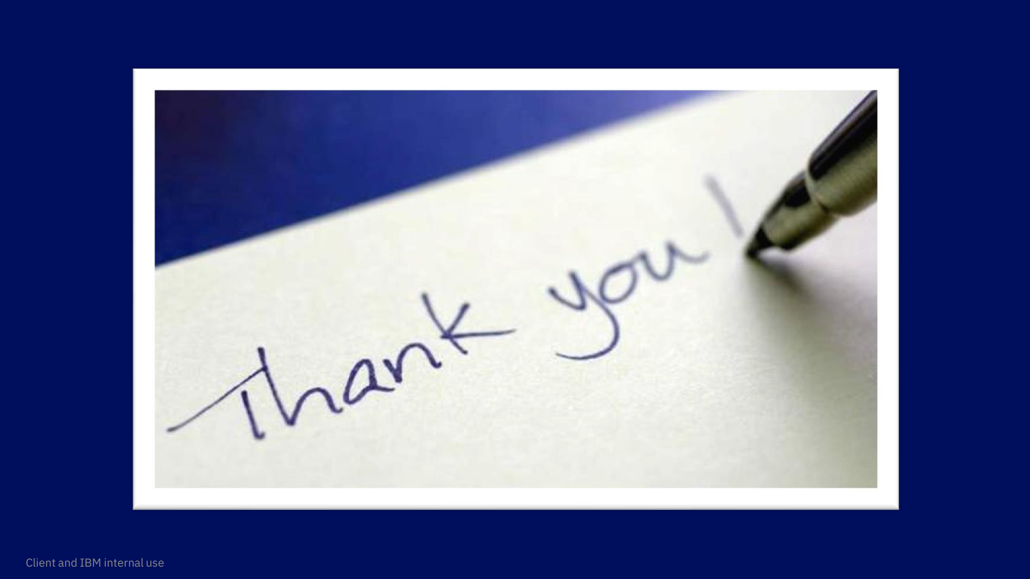Thank you!